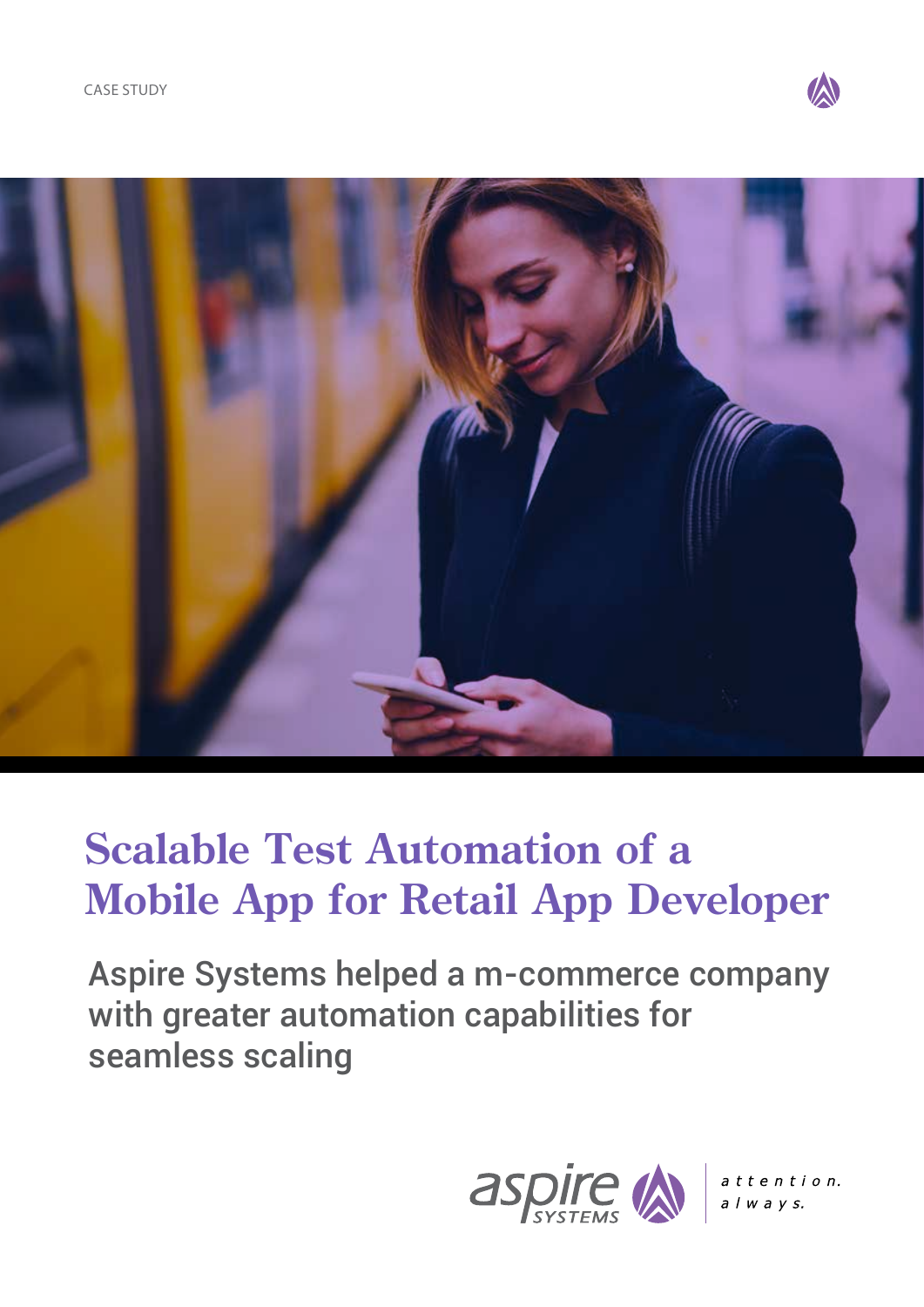CASE STUDY

# Scalable Test Automation of a Mobile App for Retail App Developer

Aspire Systems helped a m-commerce company with greater automation capabilities for seamless scaling

aspire SYSTEMS | attention. always.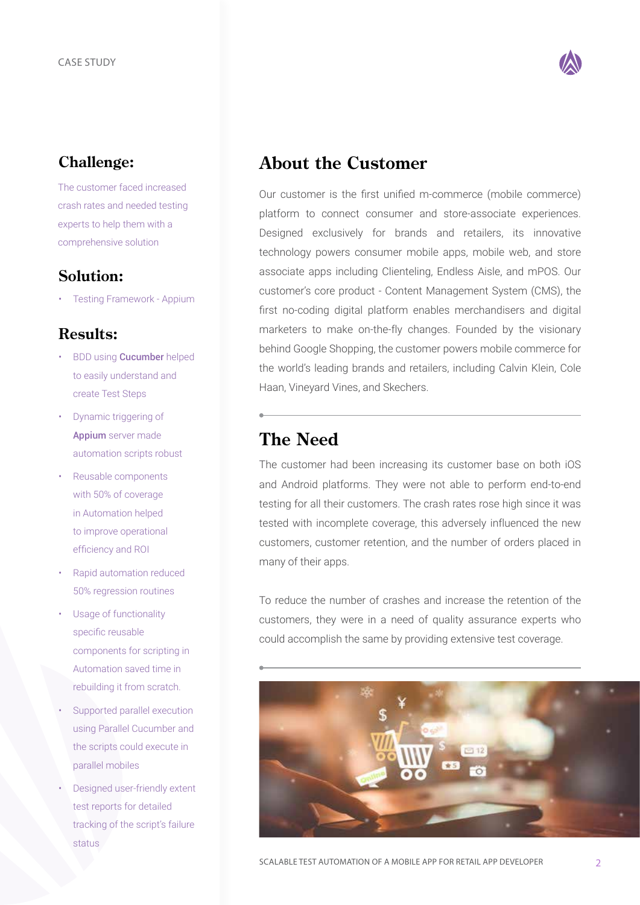## Challenge:

The customer faced increased crash rates and needed testing experts to help them with a comprehensive solution

## Solution:

- Testing Framework - Appium

## Results:

- BDD using **Cucumber** helped to easily understand and create Test Steps
- Dynamic triggering of **Appium** server made automation scripts robust
- Reusable components with 50% of coverage in Automation helped to improve operational efficiency and ROI
- Rapid automation reduced 50% regression routines
- Usage of functionality specific reusable components for scripting in Automation saved time in rebuilding it from scratch.
- Supported parallel execution using Parallel Cucumber and the scripts could execute in parallel mobiles
- Designed user-friendly extent test reports for detailed tracking of the script's failure status

## About the Customer

Our customer is the first unified m-commerce (mobile commerce) platform to connect consumer and store-associate experiences. Designed exclusively for brands and retailers, its innovative technology powers consumer mobile apps, mobile web, and store associate apps including Clienteling, Endless Aisle, and mPOS. Our customer's core product - Content Management System (CMS), the first no-coding digital platform enables merchandisers and digital marketers to make on-the-fly changes. Founded by the visionary behind Google Shopping, the customer powers mobile commerce for the world's leading brands and retailers, including Calvin Klein, Cole Haan, Vineyard Vines, and Skechers.

## The Need

The customer had been increasing its customer base on both iOS and Android platforms. They were not able to perform end-to-end testing for all their customers. The crash rates rose high since it was tested with incomplete coverage, this adversely influenced the new customers, customer retention, and the number of orders placed in many of their apps.

To reduce the number of crashes and increase the retention of the customers, they were in a need of quality assurance experts who could accomplish the same by providing extensive test coverage.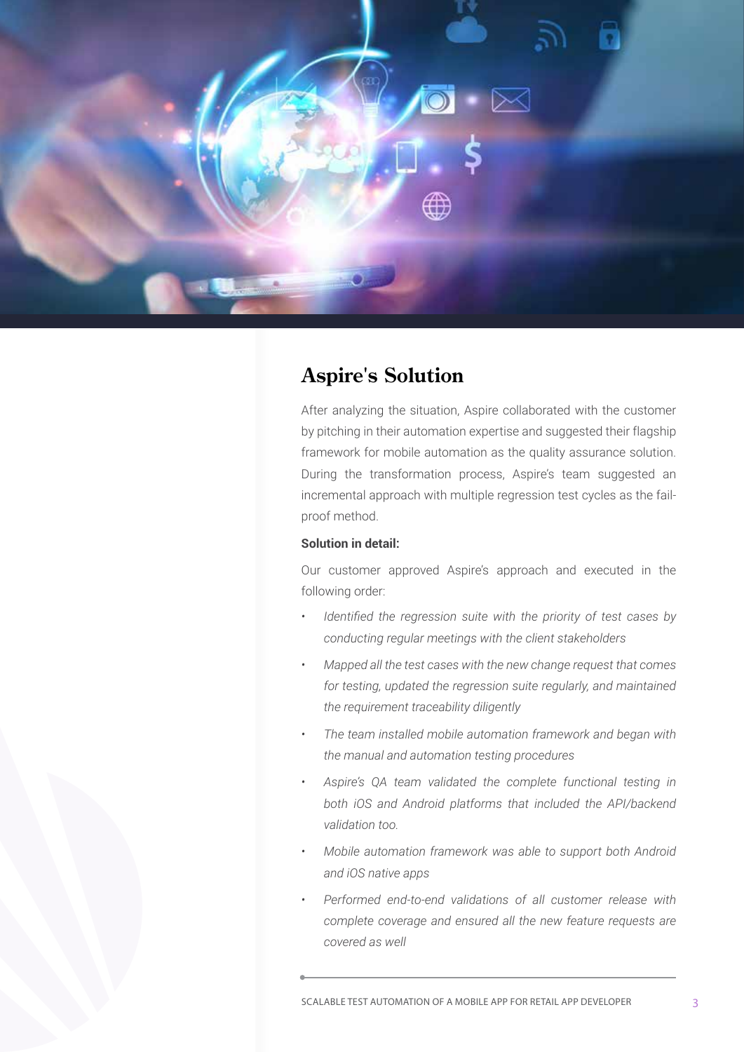## Aspire's Solution

After analyzing the situation, Aspire collaborated with the customer by pitching in their automation expertise and suggested their flagship framework for mobile automation as the quality assurance solution. During the transformation process, Aspire's team suggested an incremental approach with multiple regression test cycles as the fail-proof method.

**Solution in detail:**

Our customer approved Aspire's approach and executed in the following order:

- *Identified the regression suite with the priority of test cases by conducting regular meetings with the client stakeholders*
- *Mapped all the test cases with the new change request that comes for testing, updated the regression suite regularly, and maintained the requirement traceability diligently*
- *The team installed mobile automation framework and began with the manual and automation testing procedures*
- *Aspire's QA team validated the complete functional testing in both iOS and Android platforms that included the API/backend validation too.*
- *Mobile automation framework was able to support both Android and iOS native apps*
- *Performed end-to-end validations of all customer release with complete coverage and ensured all the new feature requests are covered as well*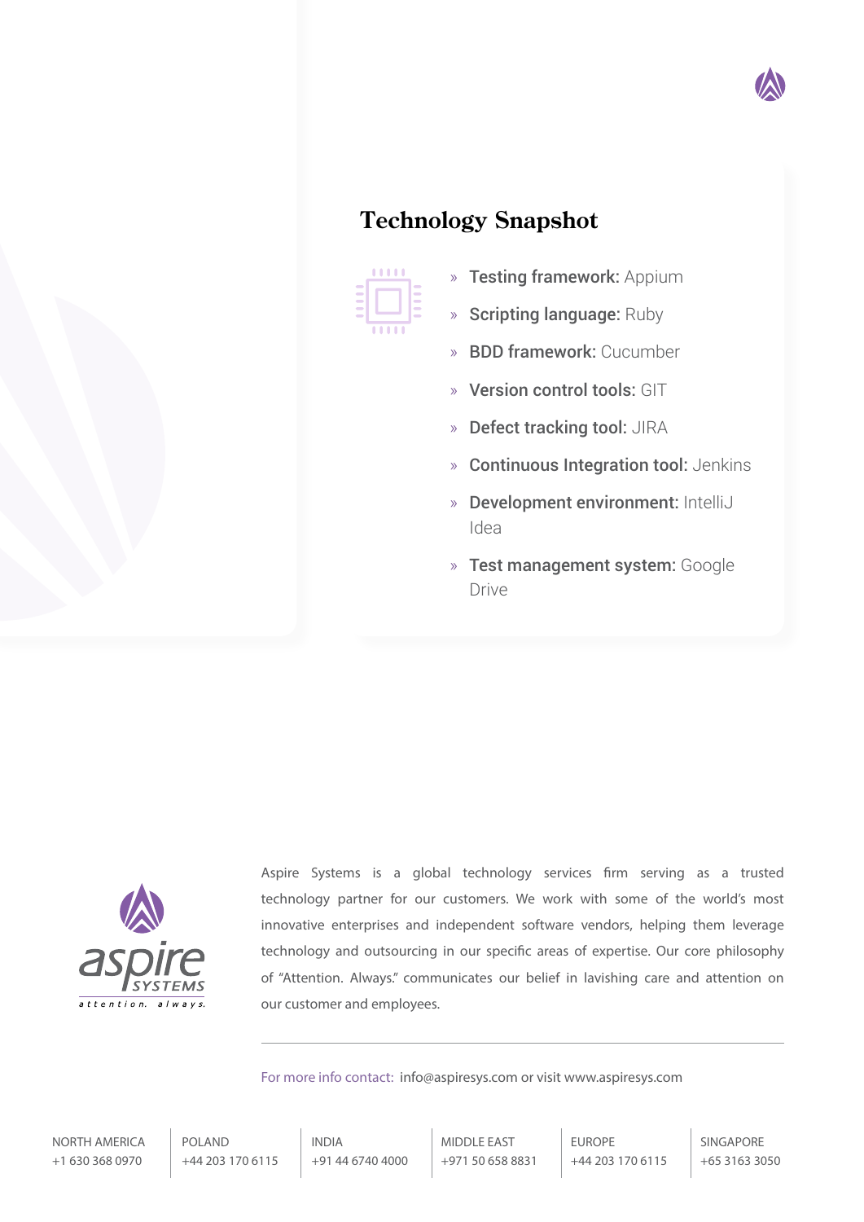## Technology Snapshot

- **Testing framework:** Appium
- **Scripting language:** Ruby
- **BDD framework:** Cucumber
- **Version control tools:** GIT
- **Defect tracking tool:** JIRA
- **Continuous Integration tool:** Jenkins
- **Development environment:** IntelliJ Idea
- **Test management system:** Google Drive

aspire SYSTEMS
attention. always.

Aspire Systems is a global technology services firm serving as a trusted technology partner for our customers. We work with some of the world's most innovative enterprises and independent software vendors, helping them leverage technology and outsourcing in our specific areas of expertise. Our core philosophy of "Attention. Always." communicates our belief in lavishing care and attention on our customer and employees.

---

For more info contact: info@aspiresys.com or visit www.aspiresys.com

| NORTH AMERICA | POLAND | INDIA | MIDDLE EAST | EUROPE | SINGAPORE |
|---|---|---|---|---|---|
| +1 630 368 0970 | +44 203 170 6115 | +91 44 6740 4000 | +971 50 658 8831 | +44 203 170 6115 | +65 3163 3050 |